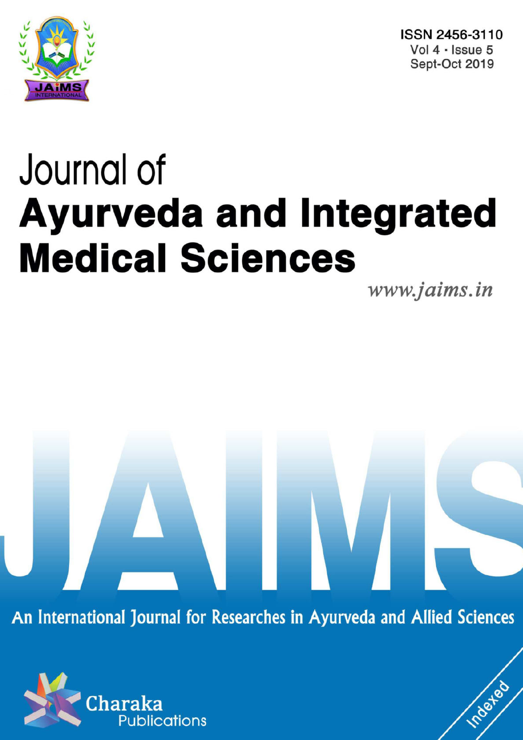ISSN 2456-3110
Vol 4 · Issue 5
Sept-Oct 2019

# Journal of Ayurveda and Integrated Medical Sciences

www.jaims.in

JAIMS

An International Journal for Researches in Ayurveda and Allied Sciences

Charaka Publications

Indexed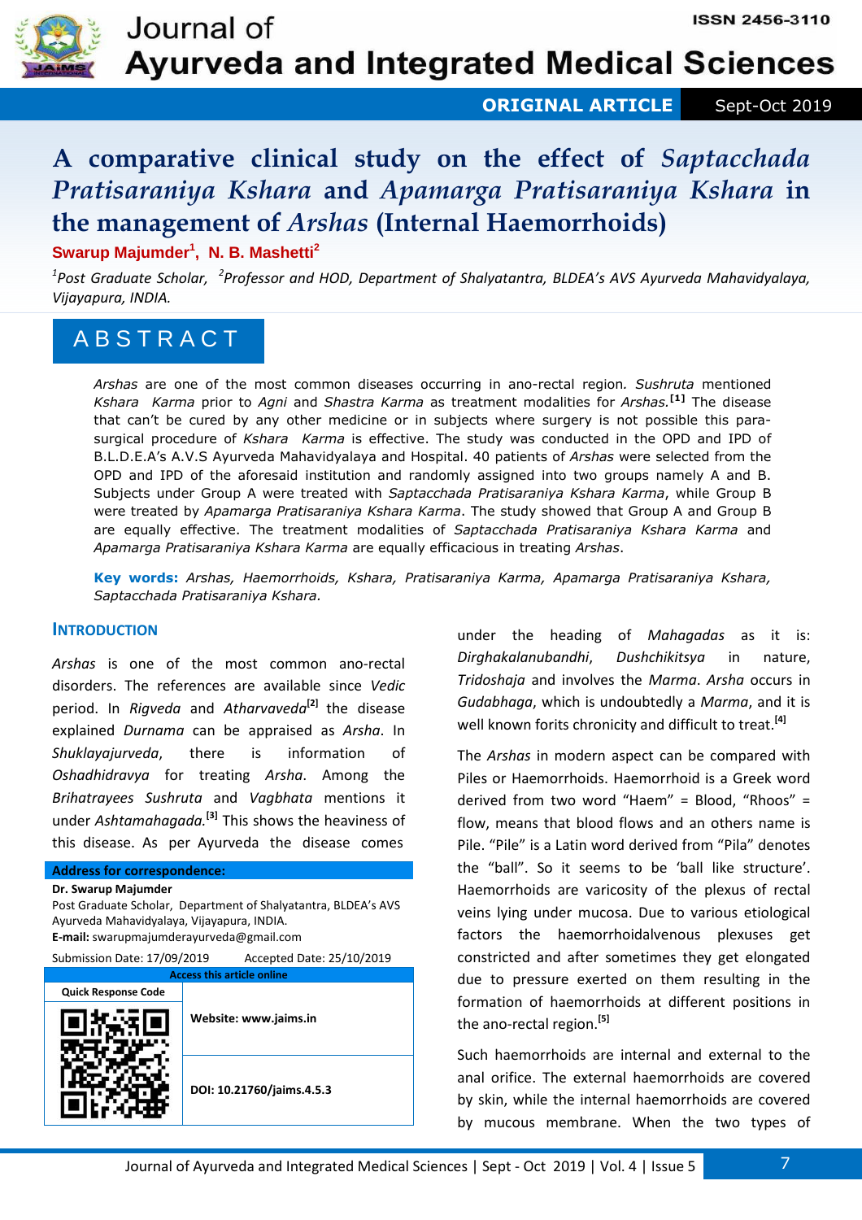ORIGINAL ARTICLE

# A comparative clinical study on the effect of *Saptacchada Pratisaraniya Kshara* and *Apamarga Pratisaraniya Kshara* in the management of *Arshas* (Internal Haemorrhoids)

**Swarup Majumder[1], N. B. Mashetti[2]**

*[1]Post Graduate Scholar, [2]Professor and HOD, Department of Shalyatantra, BLDEA's AVS Ayurveda Mahavidyalaya, Vijayapura, INDIA.*

## ABSTRACT

*Arshas* are one of the most common diseases occurring in ano-rectal region. *Sushruta* mentioned *Kshara Karma* prior to *Agni* and *Shastra Karma* as treatment modalities for *Arshas*.[1] The disease that can't be cured by any other medicine or in subjects where surgery is not possible this para-surgical procedure of *Kshara Karma* is effective. The study was conducted in the OPD and IPD of B.L.D.E.A's A.V.S Ayurveda Mahavidyalaya and Hospital. 40 patients of *Arshas* were selected from the OPD and IPD of the aforesaid institution and randomly assigned into two groups namely A and B. Subjects under Group A were treated with *Saptacchada Pratisaraniya Kshara Karma*, while Group B were treated by *Apamarga Pratisaraniya Kshara Karma*. The study showed that Group A and Group B are equally effective. The treatment modalities of *Saptacchada Pratisaraniya Kshara Karma* and *Apamarga Pratisaraniya Kshara Karma* are equally efficacious in treating *Arshas*.

**Key words:** *Arshas, Haemorrhoids, Kshara, Pratisaraniya Karma, Apamarga Pratisaraniya Kshara, Saptacchada Pratisaraniya Kshara.*

## INTRODUCTION

*Arshas* is one of the most common ano-rectal disorders. The references are available since *Vedic* period. In *Rigveda* and *Atharvaveda*[2] the disease explained *Durnama* can be appraised as *Arsha*. In *Shuklayajurveda*, there is information of *Oshadhidravya* for treating *Arsha*. Among the *Brihatrayees Sushruta* and *Vagbhata* mentions it under *Ashtamahagada*.[3] This shows the heaviness of this disease. As per Ayurveda the disease comes under the heading of *Mahagadas* as it is: *Dirghakalanubandhi*, *Dushchikitsya* in nature, *Tridoshaja* and involves the *Marma*. *Arsha* occurs in *Gudabhaga*, which is undoubtedly a *Marma*, and it is well known forits chronicity and difficult to treat.[4]

The *Arshas* in modern aspect can be compared with Piles or Haemorrhoids. Haemorrhoid is a Greek word derived from two word "Haem" = Blood, "Rhoos" = flow, means that blood flows and an others name is Pile. "Pile" is a Latin word derived from "Pila" denotes the "ball". So it seems to be 'ball like structure'. Haemorrhoids are varicosity of the plexus of rectal veins lying under mucosa. Due to various etiological factors the haemorrhoidalvenous plexuses get constricted and after sometimes they get elongated due to pressure exerted on them resulting in the formation of haemorrhoids at different positions in the ano-rectal region.[5]

Such haemorrhoids are internal and external to the anal orifice. The external haemorrhoids are covered by skin, while the internal haemorrhoids are covered by mucous membrane. When the two types of

**Address for correspondence:**
**Dr. Swarup Majumder**
Post Graduate Scholar, Department of Shalyatantra, BLDEA's AVS Ayurveda Mahavidyalaya, Vijayapura, INDIA.
**E-mail:** swarupmajumderayurveda@gmail.com

Submission Date: 17/09/2019 Accepted Date: 25/10/2019

| Access this article online | |
|---|---|
| Quick Response Code | Website: www.jaims.in |
| | DOI: 10.21760/jaims.4.5.3 |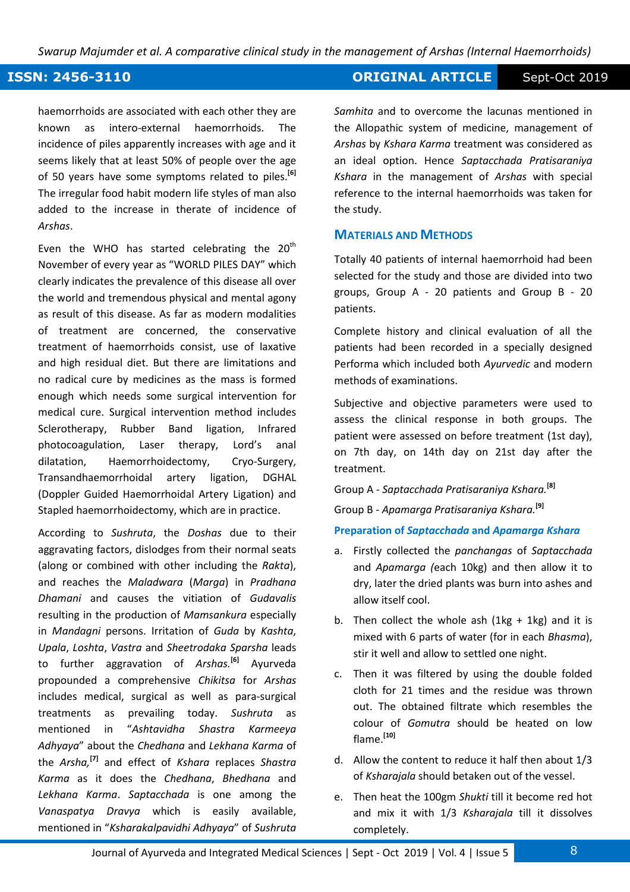haemorrhoids are associated with each other they are known as intero-external haemorrhoids. The incidence of piles apparently increases with age and it seems likely that at least 50% of people over the age of 50 years have some symptoms related to piles.[6] The irregular food habit modern life styles of man also added to the increase in therate of incidence of *Arshas*.

Even the WHO has started celebrating the 20th November of every year as "WORLD PILES DAY" which clearly indicates the prevalence of this disease all over the world and tremendous physical and mental agony as result of this disease. As far as modern modalities of treatment are concerned, the conservative treatment of haemorrhoids consist, use of laxative and high residual diet. But there are limitations and no radical cure by medicines as the mass is formed enough which needs some surgical intervention for medical cure. Surgical intervention method includes Sclerotherapy, Rubber Band ligation, Infrared photocoagulation, Laser therapy, Lord's anal dilatation, Haemorrhoidectomy, Cryo-Surgery, Transandhaemorrhoidal artery ligation, DGHAL (Doppler Guided Haemorrhoidal Artery Ligation) and Stapled haemorrhoidectomy, which are in practice.

According to *Sushruta*, the *Doshas* due to their aggravating factors, dislodges from their normal seats (along or combined with other including the *Rakta*), and reaches the *Maladwara* (*Marga*) in *Pradhana Dhamani* and causes the vitiation of *Gudavalis* resulting in the production of *Mamsankura* especially in *Mandagni* persons. Irritation of *Guda* by *Kashta*, *Upala*, *Loshta*, *Vastra* and *Sheetrodaka Sparsha* leads to further aggravation of *Arshas.*[6] Ayurveda propounded a comprehensive *Chikitsa* for *Arshas* includes medical, surgical as well as para-surgical treatments as prevailing today. *Sushruta* as mentioned in "*Ashtavidha Shastra Karmeeya Adhyaya*" about the *Chedhana* and *Lekhana Karma* of the *Arsha,*[7] and effect of *Kshara* replaces *Shastra Karma* as it does the *Chedhana*, *Bhedhana* and *Lekhana Karma*. *Saptacchada* is one among the *Vanaspatya Dravya* which is easily available, mentioned in "*Ksharakalpavidhi Adhyaya*" of *Sushruta Samhita* and to overcome the lacunas mentioned in the Allopathic system of medicine, management of *Arshas* by *Kshara Karma* treatment was considered as an ideal option. Hence *Saptacchada Pratisaraniya Kshara* in the management of *Arshas* with special reference to the internal haemorrhoids was taken for the study.

## MATERIALS AND METHODS

Totally 40 patients of internal haemorrhoid had been selected for the study and those are divided into two groups, Group A - 20 patients and Group B - 20 patients.

Complete history and clinical evaluation of all the patients had been recorded in a specially designed Performa which included both *Ayurvedic* and modern methods of examinations.

Subjective and objective parameters were used to assess the clinical response in both groups. The patient were assessed on before treatment (1st day), on 7th day, on 14th day on 21st day after the treatment.

Group A - *Saptacchada Pratisaraniya Kshara.*[8]

Group B - *Apamarga Pratisaraniya Kshara.*[9]

### Preparation of *Saptacchada* and *Apamarga Kshara*

a. Firstly collected the *panchangas* of *Saptacchada* and *Apamarga (*each 10kg) and then allow it to dry, later the dried plants was burn into ashes and allow itself cool.

b. Then collect the whole ash (1kg + 1kg) and it is mixed with 6 parts of water (for in each *Bhasma*), stir it well and allow to settled one night.

c. Then it was filtered by using the double folded cloth for 21 times and the residue was thrown out. The obtained filtrate which resembles the colour of *Gomutra* should be heated on low flame.[10]

d. Allow the content to reduce it half then about 1/3 of *Ksharajala* should betaken out of the vessel.

e. Then heat the 100gm *Shukti* till it become red hot and mix it with 1/3 *Ksharajala* till it dissolves completely.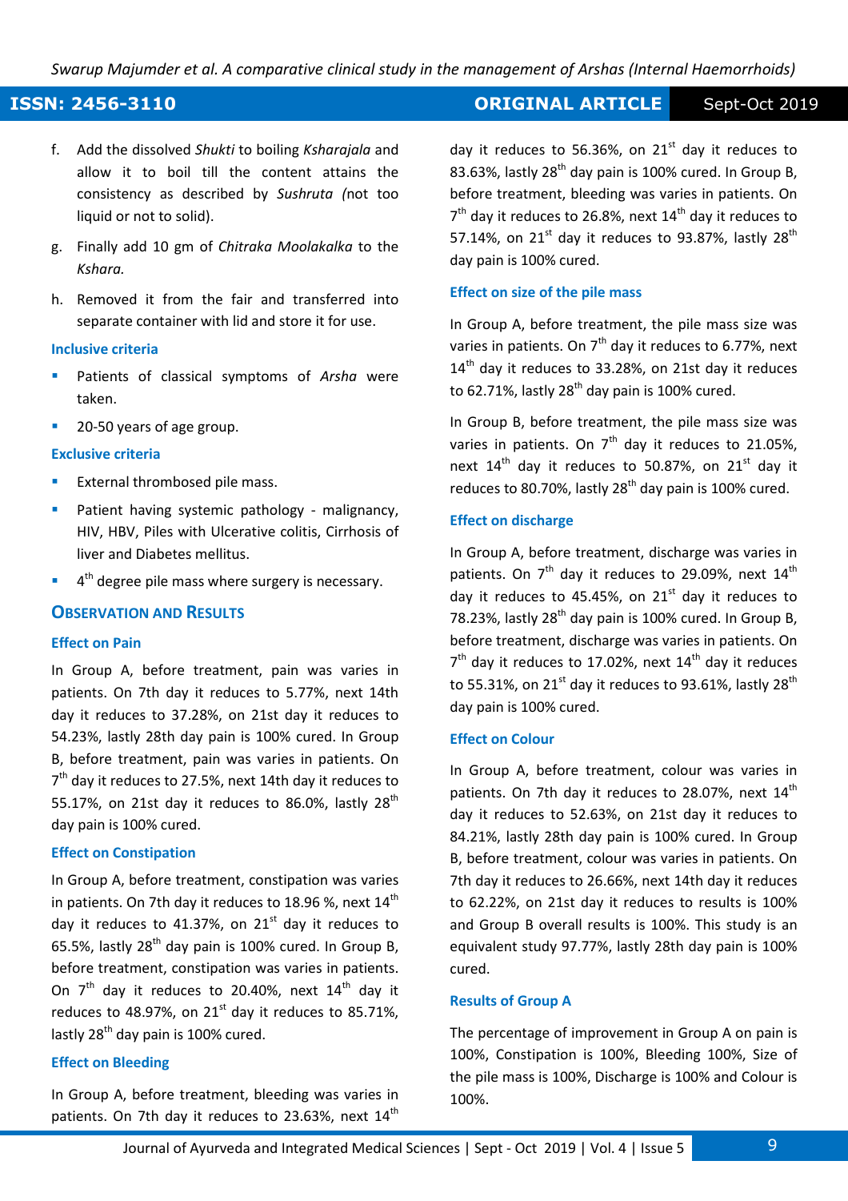f. Add the dissolved *Shukti* to boiling *Ksharajala* and allow it to boil till the content attains the consistency as described by *Sushruta (*not too liquid or not to solid).

g. Finally add 10 gm of *Chitraka Moolakalka* to the *Kshara.*

h. Removed it from the fair and transferred into separate container with lid and store it for use.

### Inclusive criteria

- Patients of classical symptoms of *Arsha* were taken.
- 20-50 years of age group.

### Exclusive criteria

- External thrombosed pile mass.
- Patient having systemic pathology - malignancy, HIV, HBV, Piles with Ulcerative colitis, Cirrhosis of liver and Diabetes mellitus.
- 4th degree pile mass where surgery is necessary.

## Observation and Results

### Effect on Pain

In Group A, before treatment, pain was varies in patients. On 7th day it reduces to 5.77%, next 14th day it reduces to 37.28%, on 21st day it reduces to 54.23%, lastly 28th day pain is 100% cured. In Group B, before treatment, pain was varies in patients. On 7th day it reduces to 27.5%, next 14th day it reduces to 55.17%, on 21st day it reduces to 86.0%, lastly 28th day pain is 100% cured.

### Effect on Constipation

In Group A, before treatment, constipation was varies in patients. On 7th day it reduces to 18.96 %, next 14th day it reduces to 41.37%, on 21st day it reduces to 65.5%, lastly 28th day pain is 100% cured. In Group B, before treatment, constipation was varies in patients. On 7th day it reduces to 20.40%, next 14th day it reduces to 48.97%, on 21st day it reduces to 85.71%, lastly 28th day pain is 100% cured.

### Effect on Bleeding

In Group A, before treatment, bleeding was varies in patients. On 7th day it reduces to 23.63%, next 14th day it reduces to 56.36%, on 21st day it reduces to 83.63%, lastly 28th day pain is 100% cured. In Group B, before treatment, bleeding was varies in patients. On 7th day it reduces to 26.8%, next 14th day it reduces to 57.14%, on 21st day it reduces to 93.87%, lastly 28th day pain is 100% cured.

### Effect on size of the pile mass

In Group A, before treatment, the pile mass size was varies in patients. On 7th day it reduces to 6.77%, next 14th day it reduces to 33.28%, on 21st day it reduces to 62.71%, lastly 28th day pain is 100% cured.

In Group B, before treatment, the pile mass size was varies in patients. On 7th day it reduces to 21.05%, next 14th day it reduces to 50.87%, on 21st day it reduces to 80.70%, lastly 28th day pain is 100% cured.

### Effect on discharge

In Group A, before treatment, discharge was varies in patients. On 7th day it reduces to 29.09%, next 14th day it reduces to 45.45%, on 21st day it reduces to 78.23%, lastly 28th day pain is 100% cured. In Group B, before treatment, discharge was varies in patients. On 7th day it reduces to 17.02%, next 14th day it reduces to 55.31%, on 21st day it reduces to 93.61%, lastly 28th day pain is 100% cured.

### Effect on Colour

In Group A, before treatment, colour was varies in patients. On 7th day it reduces to 28.07%, next 14th day it reduces to 52.63%, on 21st day it reduces to 84.21%, lastly 28th day pain is 100% cured. In Group B, before treatment, colour was varies in patients. On 7th day it reduces to 26.66%, next 14th day it reduces to 62.22%, on 21st day it reduces to results is 100% and Group B overall results is 100%. This study is an equivalent study 97.77%, lastly 28th day pain is 100% cured.

### Results of Group A

The percentage of improvement in Group A on pain is 100%, Constipation is 100%, Bleeding 100%, Size of the pile mass is 100%, Discharge is 100% and Colour is 100%.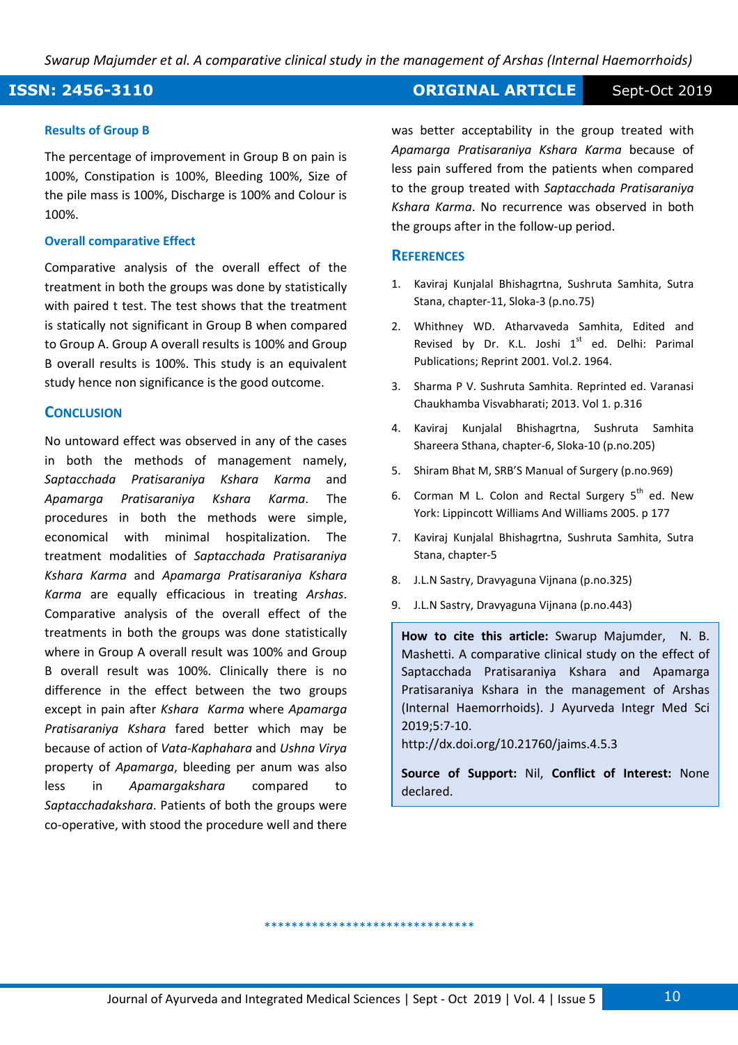### Results of Group B

The percentage of improvement in Group B on pain is 100%, Constipation is 100%, Bleeding 100%, Size of the pile mass is 100%, Discharge is 100% and Colour is 100%.

### Overall comparative Effect

Comparative analysis of the overall effect of the treatment in both the groups was done by statistically with paired t test. The test shows that the treatment is statically not significant in Group B when compared to Group A. Group A overall results is 100% and Group B overall results is 100%. This study is an equivalent study hence non significance is the good outcome.

## Conclusion

No untoward effect was observed in any of the cases in both the methods of management namely, *Saptacchada Pratisaraniya Kshara Karma* and *Apamarga Pratisaraniya Kshara Karma*. The procedures in both the methods were simple, economical with minimal hospitalization. The treatment modalities of *Saptacchada Pratisaraniya Kshara Karma* and *Apamarga Pratisaraniya Kshara Karma* are equally efficacious in treating *Arshas*. Comparative analysis of the overall effect of the treatments in both the groups was done statistically where in Group A overall result was 100% and Group B overall result was 100%. Clinically there is no difference in the effect between the two groups except in pain after *Kshara Karma* where *Apamarga Pratisaraniya Kshara* fared better which may be because of action of *Vata-Kaphahara* and *Ushna Virya* property of *Apamarga*, bleeding per anum was also less in *Apamargakshara* compared to *Saptacchadakshara*. Patients of both the groups were co-operative, with stood the procedure well and there was better acceptability in the group treated with *Apamarga Pratisaraniya Kshara Karma* because of less pain suffered from the patients when compared to the group treated with *Saptacchada Pratisaraniya Kshara Karma*. No recurrence was observed in both the groups after in the follow-up period.

## References

1. Kaviraj Kunjalal Bhishagrtna, Sushruta Samhita, Sutra Stana, chapter-11, Sloka-3 (p.no.75)
2. Whithney WD. Atharvaveda Samhita, Edited and Revised by Dr. K.L. Joshi 1st ed. Delhi: Parimal Publications; Reprint 2001. Vol.2. 1964.
3. Sharma P V. Sushruta Samhita. Reprinted ed. Varanasi Chaukhamba Visvabharati; 2013. Vol 1. p.316
4. Kaviraj Kunjalal Bhishagrtna, Sushruta Samhita Shareera Sthana, chapter-6, Sloka-10 (p.no.205)
5. Shiram Bhat M, SRB'S Manual of Surgery (p.no.969)
6. Corman M L. Colon and Rectal Surgery 5th ed. New York: Lippincott Williams And Williams 2005. p 177
7. Kaviraj Kunjalal Bhishagrtna, Sushruta Samhita, Sutra Stana, chapter-5
8. J.L.N Sastry, Dravyaguna Vijnana (p.no.325)
9. J.L.N Sastry, Dravyaguna Vijnana (p.no.443)

**How to cite this article:** Swarup Majumder, N. B. Mashetti. A comparative clinical study on the effect of Saptacchada Pratisaraniya Kshara and Apamarga Pratisaraniya Kshara in the management of Arshas (Internal Haemorrhoids). J Ayurveda Integr Med Sci 2019;5:7-10.
http://dx.doi.org/10.21760/jaims.4.5.3

**Source of Support:** Nil, **Conflict of Interest:** None declared.

*******************************